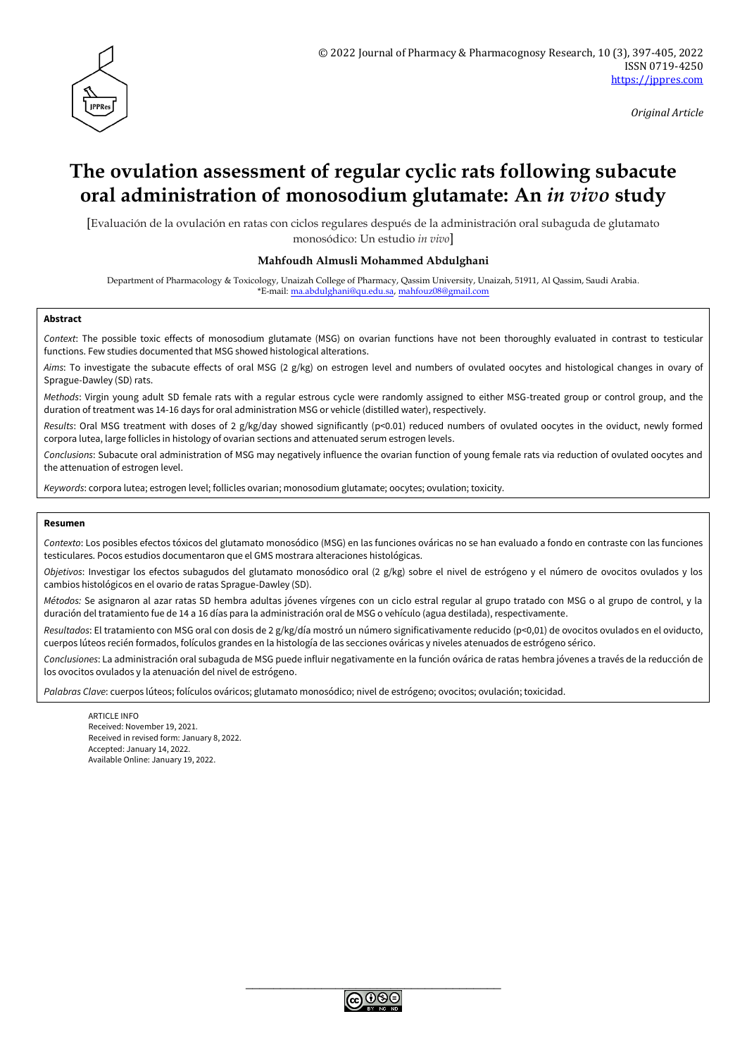Original Article

# The ovulation assessment of regular cyclic rats following subacute oral administration of monosodium glutamate: An *in vivo* study

[Evaluación de la ovulación en ratas con ciclos regulares después de la administración oral subaguda de glutamato monosódico: Un estudio *in vivo*]

**Mahfoudh Almusli Mohammed Abdulghani**

Department of Pharmacology & Toxicology, Unaizah College of Pharmacy, Qassim University, Unaizah, 51911, Al Qassim, Saudi Arabia.
*E-mail: ma.abdulghani@qu.edu.sa, mahfouz08@gmail.com

## Abstract

*Context*: The possible toxic effects of monosodium glutamate (MSG) on ovarian functions have not been thoroughly evaluated in contrast to testicular functions. Few studies documented that MSG showed histological alterations.

*Aims*: To investigate the subacute effects of oral MSG (2 g/kg) on estrogen level and numbers of ovulated oocytes and histological changes in ovary of Sprague-Dawley (SD) rats.

*Methods*: Virgin young adult SD female rats with a regular estrous cycle were randomly assigned to either MSG-treated group or control group, and the duration of treatment was 14-16 days for oral administration MSG or vehicle (distilled water), respectively.

*Results*: Oral MSG treatment with doses of 2 g/kg/day showed significantly ($p<0.01$) reduced numbers of ovulated oocytes in the oviduct, newly formed corpora lutea, large follicles in histology of ovarian sections and attenuated serum estrogen levels.

*Conclusions*: Subacute oral administration of MSG may negatively influence the ovarian function of young female rats via reduction of ovulated oocytes and the attenuation of estrogen level.

*Keywords*: corpora lutea; estrogen level; follicles ovarian; monosodium glutamate; oocytes; ovulation; toxicity.

## Resumen

*Contexto*: Los posibles efectos tóxicos del glutamato monosódico (MSG) en las funciones ováricas no se han evaluado a fondo en contraste con las funciones testiculares. Pocos estudios documentaron que el GMS mostrara alteraciones histológicas.

*Objetivos*: Investigar los efectos subagudos del glutamato monosódico oral (2 g/kg) sobre el nivel de estrógeno y el número de ovocitos ovulados y los cambios histológicos en el ovario de ratas Sprague-Dawley (SD).

*Métodos:* Se asignaron al azar ratas SD hembra adultas jóvenes vírgenes con un ciclo estral regular al grupo tratado con MSG o al grupo de control, y la duración del tratamiento fue de 14 a 16 días para la administración oral de MSG o vehículo (agua destilada), respectivamente.

*Resultados*: El tratamiento con MSG oral con dosis de 2 g/kg/día mostró un número significativamente reducido ($p<0,01$) de ovocitos ovulados en el oviducto, cuerpos lúteos recién formados, folículos grandes en la histología de las secciones ováricas y niveles atenuados de estrógeno sérico.

*Conclusiones*: La administración oral subaguda de MSG puede influir negativamente en la función ovárica de ratas hembra jóvenes a través de la reducción de los ovocitos ovulados y la atenuación del nivel de estrógeno.

*Palabras Clave*: cuerpos lúteos; folículos ováricos; glutamato monosódico; nivel de estrógeno; ovocitos; ovulación; toxicidad.

ARTICLE INFO
Received: November 19, 2021.
Received in revised form: January 8, 2022.
Accepted: January 14, 2022.
Available Online: January 19, 2022.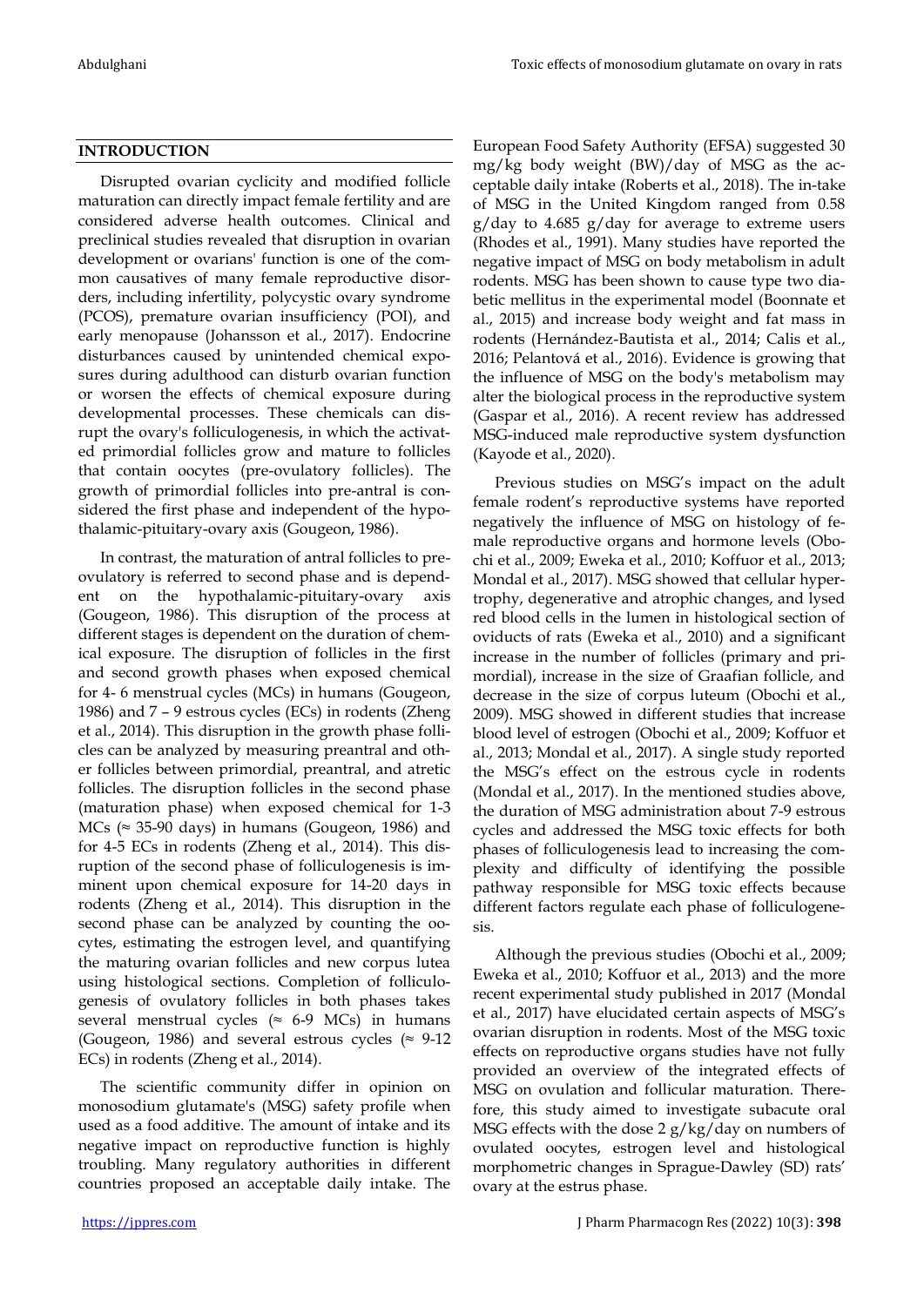## INTRODUCTION

Disrupted ovarian cyclicity and modified follicle maturation can directly impact female fertility and are considered adverse health outcomes. Clinical and preclinical studies revealed that disruption in ovarian development or ovarians' function is one of the common causatives of many female reproductive disorders, including infertility, polycystic ovary syndrome (PCOS), premature ovarian insufficiency (POI), and early menopause (Johansson et al., 2017). Endocrine disturbances caused by unintended chemical exposures during adulthood can disturb ovarian function or worsen the effects of chemical exposure during developmental processes. These chemicals can disrupt the ovary's folliculogenesis, in which the activated primordial follicles grow and mature to follicles that contain oocytes (pre-ovulatory follicles). The growth of primordial follicles into pre-antral is considered the first phase and independent of the hypothalamic-pituitary-ovary axis (Gougeon, 1986).

In contrast, the maturation of antral follicles to preovulatory is referred to second phase and is dependent on the hypothalamic-pituitary-ovary axis (Gougeon, 1986). This disruption of the process at different stages is dependent on the duration of chemical exposure. The disruption of follicles in the first and second growth phases when exposed chemical for 4- 6 menstrual cycles (MCs) in humans (Gougeon, 1986) and 7 – 9 estrous cycles (ECs) in rodents (Zheng et al., 2014). This disruption in the growth phase follicles can be analyzed by measuring preantral and other follicles between primordial, preantral, and atretic follicles. The disruption follicles in the second phase (maturation phase) when exposed chemical for 1-3 MCs (≈ 35-90 days) in humans (Gougeon, 1986) and for 4-5 ECs in rodents (Zheng et al., 2014). This disruption of the second phase of folliculogenesis is imminent upon chemical exposure for 14-20 days in rodents (Zheng et al., 2014). This disruption in the second phase can be analyzed by counting the oocytes, estimating the estrogen level, and quantifying the maturing ovarian follicles and new corpus lutea using histological sections. Completion of folliculogenesis of ovulatory follicles in both phases takes several menstrual cycles (≈ 6-9 MCs) in humans (Gougeon, 1986) and several estrous cycles (≈ 9-12 ECs) in rodents (Zheng et al., 2014).

The scientific community differ in opinion on monosodium glutamate's (MSG) safety profile when used as a food additive. The amount of intake and its negative impact on reproductive function is highly troubling. Many regulatory authorities in different countries proposed an acceptable daily intake. The European Food Safety Authority (EFSA) suggested 30 mg/kg body weight (BW)/day of MSG as the acceptable daily intake (Roberts et al., 2018). The in-take of MSG in the United Kingdom ranged from 0.58 g/day to 4.685 g/day for average to extreme users (Rhodes et al., 1991). Many studies have reported the negative impact of MSG on body metabolism in adult rodents. MSG has been shown to cause type two diabetic mellitus in the experimental model (Boonnate et al., 2015) and increase body weight and fat mass in rodents (Hernández-Bautista et al., 2014; Calis et al., 2016; Pelantová et al., 2016). Evidence is growing that the influence of MSG on the body's metabolism may alter the biological process in the reproductive system (Gaspar et al., 2016). A recent review has addressed MSG-induced male reproductive system dysfunction (Kayode et al., 2020).

Previous studies on MSG's impact on the adult female rodent's reproductive systems have reported negatively the influence of MSG on histology of female reproductive organs and hormone levels (Obochi et al., 2009; Eweka et al., 2010; Koffuor et al., 2013; Mondal et al., 2017). MSG showed that cellular hypertrophy, degenerative and atrophic changes, and lysed red blood cells in the lumen in histological section of oviducts of rats (Eweka et al., 2010) and a significant increase in the number of follicles (primary and primordial), increase in the size of Graafian follicle, and decrease in the size of corpus luteum (Obochi et al., 2009). MSG showed in different studies that increase blood level of estrogen (Obochi et al., 2009; Koffuor et al., 2013; Mondal et al., 2017). A single study reported the MSG's effect on the estrous cycle in rodents (Mondal et al., 2017). In the mentioned studies above, the duration of MSG administration about 7-9 estrous cycles and addressed the MSG toxic effects for both phases of folliculogenesis lead to increasing the complexity and difficulty of identifying the possible pathway responsible for MSG toxic effects because different factors regulate each phase of folliculogenesis.

Although the previous studies (Obochi et al., 2009; Eweka et al., 2010; Koffuor et al., 2013) and the more recent experimental study published in 2017 (Mondal et al., 2017) have elucidated certain aspects of MSG's ovarian disruption in rodents. Most of the MSG toxic effects on reproductive organs studies have not fully provided an overview of the integrated effects of MSG on ovulation and follicular maturation. Therefore, this study aimed to investigate subacute oral MSG effects with the dose 2 g/kg/day on numbers of ovulated oocytes, estrogen level and histological morphometric changes in Sprague-Dawley (SD) rats' ovary at the estrus phase.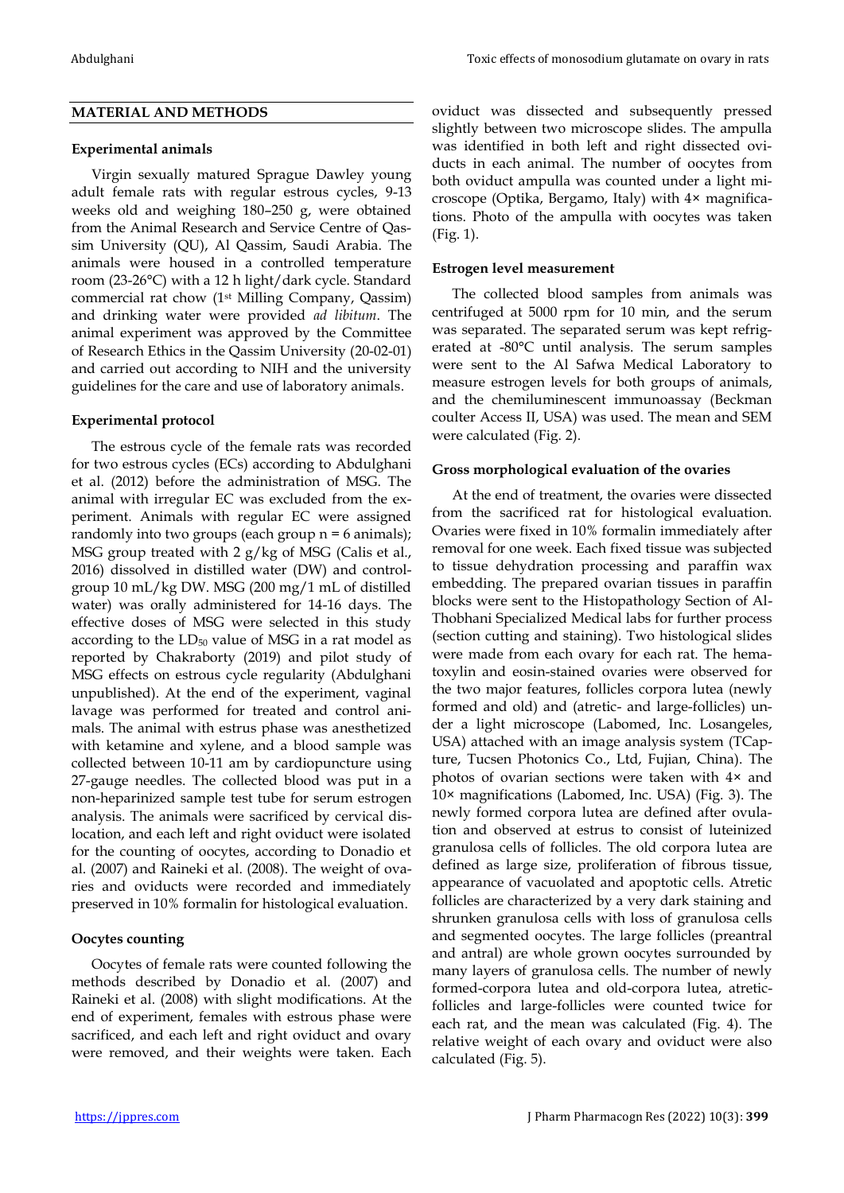## MATERIAL AND METHODS

### Experimental animals

Virgin sexually matured Sprague Dawley young adult female rats with regular estrous cycles, 9-13 weeks old and weighing 180–250 g, were obtained from the Animal Research and Service Centre of Qassim University (QU), Al Qassim, Saudi Arabia. The animals were housed in a controlled temperature room (23-26°C) with a 12 h light/dark cycle. Standard commercial rat chow (1st Milling Company, Qassim) and drinking water were provided *ad libitum*. The animal experiment was approved by the Committee of Research Ethics in the Qassim University (20-02-01) and carried out according to NIH and the university guidelines for the care and use of laboratory animals.

### Experimental protocol

The estrous cycle of the female rats was recorded for two estrous cycles (ECs) according to Abdulghani et al. (2012) before the administration of MSG. The animal with irregular EC was excluded from the experiment. Animals with regular EC were assigned randomly into two groups (each group n = 6 animals); MSG group treated with 2 g/kg of MSG (Calis et al., 2016) dissolved in distilled water (DW) and control-group 10 mL/kg DW. MSG (200 mg/1 mL of distilled water) was orally administered for 14-16 days. The effective doses of MSG were selected in this study according to the $LD_{50}$ value of MSG in a rat model as reported by Chakraborty (2019) and pilot study of MSG effects on estrous cycle regularity (Abdulghani unpublished). At the end of the experiment, vaginal lavage was performed for treated and control animals. The animal with estrus phase was anesthetized with ketamine and xylene, and a blood sample was collected between 10-11 am by cardiopuncture using 27-gauge needles. The collected blood was put in a non-heparinized sample test tube for serum estrogen analysis. The animals were sacrificed by cervical dislocation, and each left and right oviduct were isolated for the counting of oocytes, according to Donadio et al. (2007) and Raineki et al. (2008). The weight of ovaries and oviducts were recorded and immediately preserved in 10% formalin for histological evaluation.

### Oocytes counting

Oocytes of female rats were counted following the methods described by Donadio et al. (2007) and Raineki et al. (2008) with slight modifications. At the end of experiment, females with estrous phase were sacrificed, and each left and right oviduct and ovary were removed, and their weights were taken. Each oviduct was dissected and subsequently pressed slightly between two microscope slides. The ampulla was identified in both left and right dissected oviducts in each animal. The number of oocytes from both oviduct ampulla was counted under a light microscope (Optika, Bergamo, Italy) with 4× magnifications. Photo of the ampulla with oocytes was taken (Fig. 1).

### Estrogen level measurement

The collected blood samples from animals was centrifuged at 5000 rpm for 10 min, and the serum was separated. The separated serum was kept refrigerated at -80°C until analysis. The serum samples were sent to the Al Safwa Medical Laboratory to measure estrogen levels for both groups of animals, and the chemiluminescent immunoassay (Beckman coulter Access II, USA) was used. The mean and SEM were calculated (Fig. 2).

### Gross morphological evaluation of the ovaries

At the end of treatment, the ovaries were dissected from the sacrificed rat for histological evaluation. Ovaries were fixed in 10% formalin immediately after removal for one week. Each fixed tissue was subjected to tissue dehydration processing and paraffin wax embedding. The prepared ovarian tissues in paraffin blocks were sent to the Histopathology Section of Al-Thobhani Specialized Medical labs for further process (section cutting and staining). Two histological slides were made from each ovary for each rat. The hematoxylin and eosin-stained ovaries were observed for the two major features, follicles corpora lutea (newly formed and old) and (atretic- and large-follicles) under a light microscope (Labomed, Inc. Losangeles, USA) attached with an image analysis system (TCapture, Tucsen Photonics Co., Ltd, Fujian, China). The photos of ovarian sections were taken with 4× and 10× magnifications (Labomed, Inc. USA) (Fig. 3). The newly formed corpora lutea are defined after ovulation and observed at estrus to consist of luteinized granulosa cells of follicles. The old corpora lutea are defined as large size, proliferation of fibrous tissue, appearance of vacuolated and apoptotic cells. Atretic follicles are characterized by a very dark staining and shrunken granulosa cells with loss of granulosa cells and segmented oocytes. The large follicles (preantral and antral) are whole grown oocytes surrounded by many layers of granulosa cells. The number of newly formed-corpora lutea and old-corpora lutea, atretic-follicles and large-follicles were counted twice for each rat, and the mean was calculated (Fig. 4). The relative weight of each ovary and oviduct were also calculated (Fig. 5).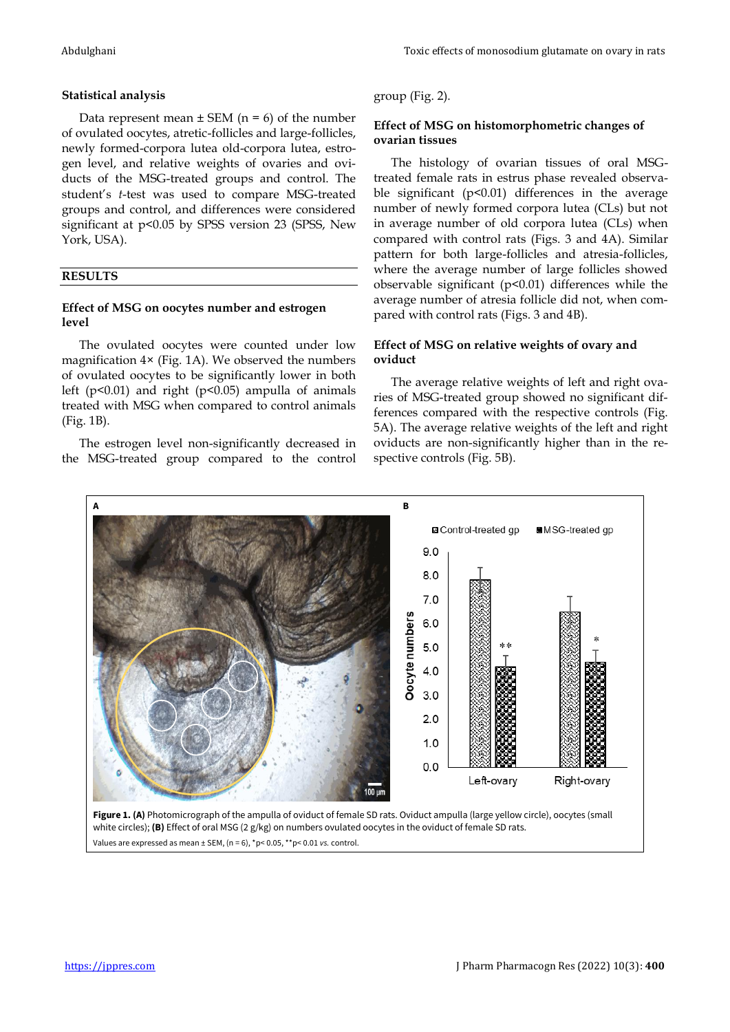### Statistical analysis

Data represent mean ± SEM (n = 6) of the number of ovulated oocytes, atretic-follicles and large-follicles, newly formed-corpora lutea old-corpora lutea, estrogen level, and relative weights of ovaries and oviducts of the MSG-treated groups and control. The student's *t*-test was used to compare MSG-treated groups and control, and differences were considered significant at $p<0.05$ by SPSS version 23 (SPSS, New York, USA).

## RESULTS

### Effect of MSG on oocytes number and estrogen level

The ovulated oocytes were counted under low magnification 4× (Fig. 1A). We observed the numbers of ovulated oocytes to be significantly lower in both left ($p<0.01$) and right ($p<0.05$) ampulla of animals treated with MSG when compared to control animals (Fig. 1B).

The estrogen level non-significantly decreased in the MSG-treated group compared to the control group (Fig. 2).

### Effect of MSG on histomorphometric changes of ovarian tissues

The histology of ovarian tissues of oral MSG-treated female rats in estrus phase revealed observable significant ($p<0.01$) differences in the average number of newly formed corpora lutea (CLs) but not in average number of old corpora lutea (CLs) when compared with control rats (Figs. 3 and 4A). Similar pattern for both large-follicles and atresia-follicles, where the average number of large follicles showed observable significant ($p<0.01$) differences while the average number of atresia follicle did not, when compared with control rats (Figs. 3 and 4B).

### Effect of MSG on relative weights of ovary and oviduct

The average relative weights of left and right ovaries of MSG-treated group showed no significant differences compared with the respective controls (Fig. 5A). The average relative weights of the left and right oviducts are non-significantly higher than in the respective controls (Fig. 5B).

**Figure 1. (A)** Photomicrograph of the ampulla of oviduct of female SD rats. Oviduct ampulla (large yellow circle), oocytes (small white circles); **(B)** Effect of oral MSG (2 g/kg) on numbers ovulated oocytes in the oviduct of female SD rats.
Values are expressed as mean ± SEM, (n = 6), *$p< 0.05$, **$p< 0.01$ *vs.* control.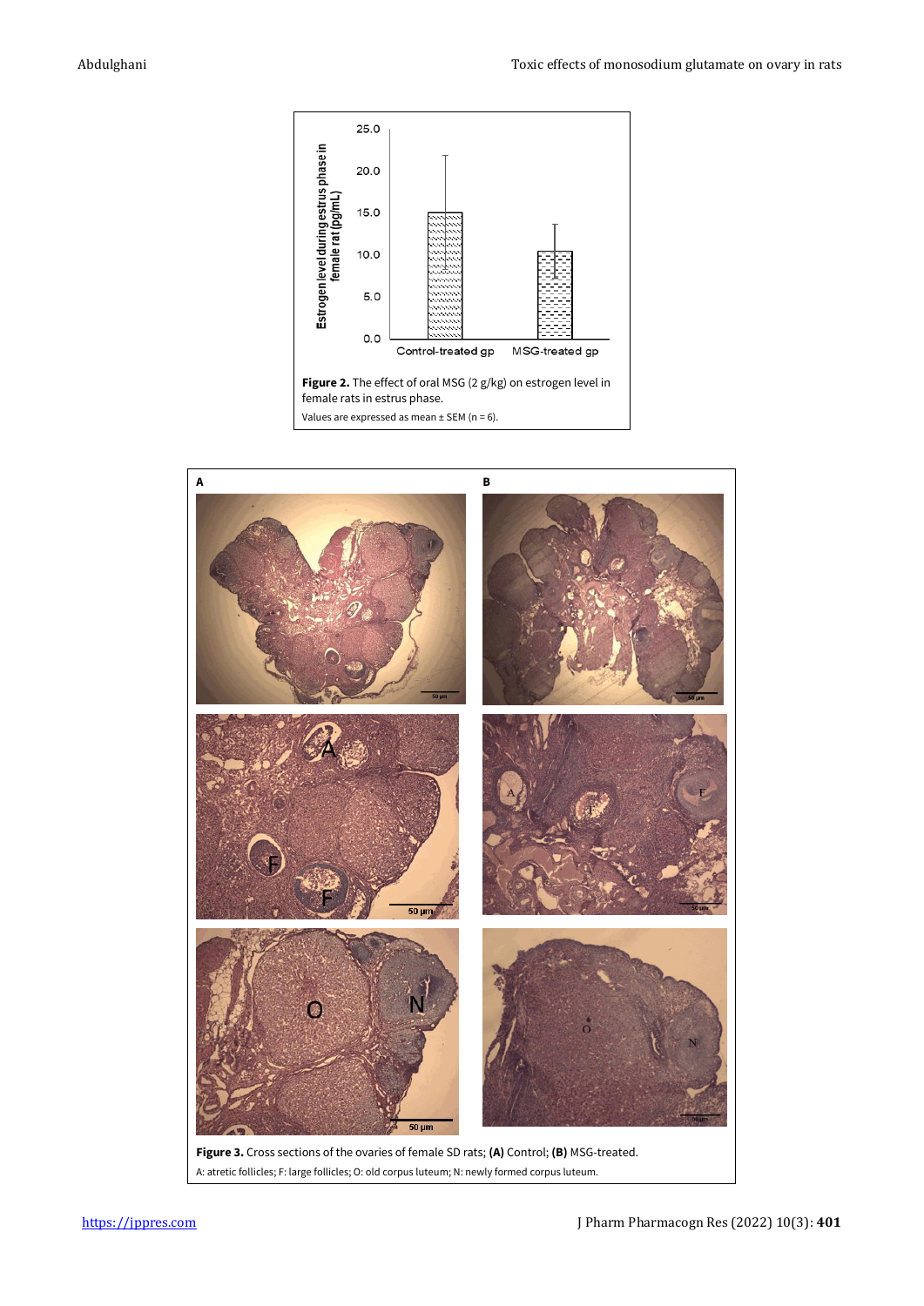**Figure 2.** The effect of oral MSG (2 g/kg) on estrogen level in female rats in estrus phase.

Values are expressed as mean ± SEM (n = 6).

**Figure 3.** Cross sections of the ovaries of female SD rats; **(A)** Control; **(B)** MSG-treated.

A: atretic follicles; F: large follicles; O: old corpus luteum; N: newly formed corpus luteum.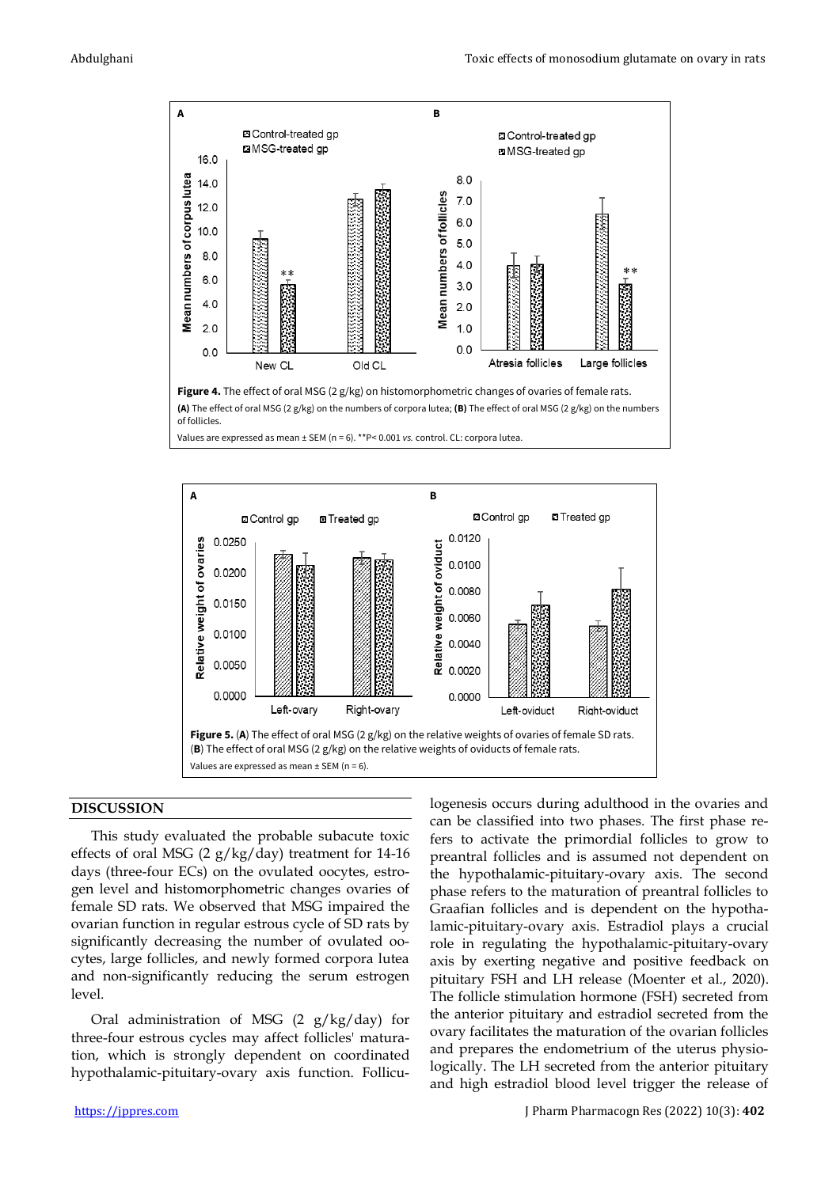**Figure 4.** The effect of oral MSG (2 g/kg) on histomorphometric changes of ovaries of female rats. **(A)** The effect of oral MSG (2 g/kg) on the numbers of corpora lutea; **(B)** The effect of oral MSG (2 g/kg) on the numbers of follicles.

Values are expressed as mean ± SEM (n = 6). **P< 0.001 *vs.* control. CL: corpora lutea.

**Figure 5.** (**A**) The effect of oral MSG (2 g/kg) on the relative weights of ovaries of female SD rats. (**B**) The effect of oral MSG (2 g/kg) on the relative weights of oviducts of female rats.

Values are expressed as mean ± SEM (n = 6).

## DISCUSSION

This study evaluated the probable subacute toxic effects of oral MSG (2 g/kg/day) treatment for 14-16 days (three-four ECs) on the ovulated oocytes, estrogen level and histomorphometric changes ovaries of female SD rats. We observed that MSG impaired the ovarian function in regular estrous cycle of SD rats by significantly decreasing the number of ovulated oocytes, large follicles, and newly formed corpora lutea and non-significantly reducing the serum estrogen level.

Oral administration of MSG (2 g/kg/day) for three-four estrous cycles may affect follicles' maturation, which is strongly dependent on coordinated hypothalamic-pituitary-ovary axis function. Folliculogenesis occurs during adulthood in the ovaries and can be classified into two phases. The first phase refers to activate the primordial follicles to grow to preantral follicles and is assumed not dependent on the hypothalamic-pituitary-ovary axis. The second phase refers to the maturation of preantral follicles to Graafian follicles and is dependent on the hypothalamic-pituitary-ovary axis. Estradiol plays a crucial role in regulating the hypothalamic-pituitary-ovary axis by exerting negative and positive feedback on pituitary FSH and LH release (Moenter et al., 2020). The follicle stimulation hormone (FSH) secreted from the anterior pituitary and estradiol secreted from the ovary facilitates the maturation of the ovarian follicles and prepares the endometrium of the uterus physiologically. The LH secreted from the anterior pituitary and high estradiol blood level trigger the release of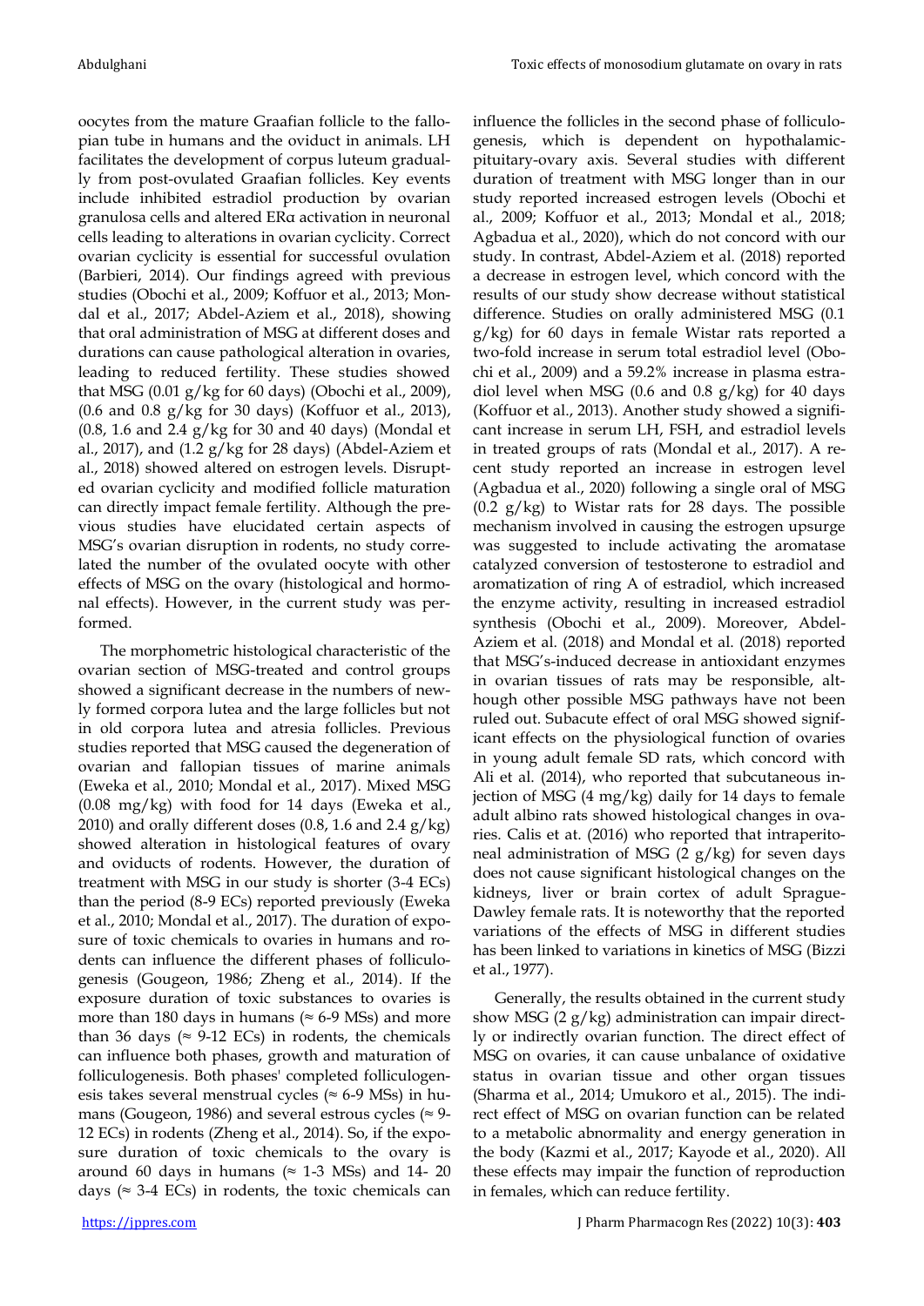oocytes from the mature Graafian follicle to the fallopian tube in humans and the oviduct in animals. LH facilitates the development of corpus luteum gradually from post-ovulated Graafian follicles. Key events include inhibited estradiol production by ovarian granulosa cells and altered ERα activation in neuronal cells leading to alterations in ovarian cyclicity. Correct ovarian cyclicity is essential for successful ovulation (Barbieri, 2014). Our findings agreed with previous studies (Obochi et al., 2009; Koffuor et al., 2013; Mondal et al., 2017; Abdel-Aziem et al., 2018), showing that oral administration of MSG at different doses and durations can cause pathological alteration in ovaries, leading to reduced fertility. These studies showed that MSG (0.01 g/kg for 60 days) (Obochi et al., 2009), (0.6 and 0.8 g/kg for 30 days) (Koffuor et al., 2013), (0.8, 1.6 and 2.4 g/kg for 30 and 40 days) (Mondal et al., 2017), and (1.2 g/kg for 28 days) (Abdel-Aziem et al., 2018) showed altered on estrogen levels. Disrupted ovarian cyclicity and modified follicle maturation can directly impact female fertility. Although the previous studies have elucidated certain aspects of MSG's ovarian disruption in rodents, no study correlated the number of the ovulated oocyte with other effects of MSG on the ovary (histological and hormonal effects). However, in the current study was performed.

The morphometric histological characteristic of the ovarian section of MSG-treated and control groups showed a significant decrease in the numbers of newly formed corpora lutea and the large follicles but not in old corpora lutea and atresia follicles. Previous studies reported that MSG caused the degeneration of ovarian and fallopian tissues of marine animals (Eweka et al., 2010; Mondal et al., 2017). Mixed MSG (0.08 mg/kg) with food for 14 days (Eweka et al., 2010) and orally different doses (0.8, 1.6 and 2.4 g/kg) showed alteration in histological features of ovary and oviducts of rodents. However, the duration of treatment with MSG in our study is shorter (3-4 ECs) than the period (8-9 ECs) reported previously (Eweka et al., 2010; Mondal et al., 2017). The duration of exposure of toxic chemicals to ovaries in humans and rodents can influence the different phases of folliculogenesis (Gougeon, 1986; Zheng et al., 2014). If the exposure duration of toxic substances to ovaries is more than 180 days in humans (≈ 6-9 MSs) and more than 36 days (≈ 9-12 ECs) in rodents, the chemicals can influence both phases, growth and maturation of folliculogenesis. Both phases' completed folliculogenesis takes several menstrual cycles (≈ 6-9 MSs) in humans (Gougeon, 1986) and several estrous cycles (≈ 9-12 ECs) in rodents (Zheng et al., 2014). So, if the exposure duration of toxic chemicals to the ovary is around 60 days in humans (≈ 1-3 MSs) and 14- 20 days (≈ 3-4 ECs) in rodents, the toxic chemicals can influence the follicles in the second phase of folliculogenesis, which is dependent on hypothalamic-pituitary-ovary axis. Several studies with different duration of treatment with MSG longer than in our study reported increased estrogen levels (Obochi et al., 2009; Koffuor et al., 2013; Mondal et al., 2018; Agbadua et al., 2020), which do not concord with our study. In contrast, Abdel-Aziem et al. (2018) reported a decrease in estrogen level, which concord with the results of our study show decrease without statistical difference. Studies on orally administered MSG (0.1 g/kg) for 60 days in female Wistar rats reported a two-fold increase in serum total estradiol level (Obochi et al., 2009) and a 59.2% increase in plasma estradiol level when MSG (0.6 and 0.8 g/kg) for 40 days (Koffuor et al., 2013). Another study showed a significant increase in serum LH, FSH, and estradiol levels in treated groups of rats (Mondal et al., 2017). A recent study reported an increase in estrogen level (Agbadua et al., 2020) following a single oral of MSG (0.2 g/kg) to Wistar rats for 28 days. The possible mechanism involved in causing the estrogen upsurge was suggested to include activating the aromatase catalyzed conversion of testosterone to estradiol and aromatization of ring A of estradiol, which increased the enzyme activity, resulting in increased estradiol synthesis (Obochi et al., 2009). Moreover, Abdel-Aziem et al. (2018) and Mondal et al. (2018) reported that MSG's-induced decrease in antioxidant enzymes in ovarian tissues of rats may be responsible, although other possible MSG pathways have not been ruled out. Subacute effect of oral MSG showed significant effects on the physiological function of ovaries in young adult female SD rats, which concord with Ali et al. (2014), who reported that subcutaneous injection of MSG (4 mg/kg) daily for 14 days to female adult albino rats showed histological changes in ovaries. Calis et at. (2016) who reported that intraperitoneal administration of MSG (2 g/kg) for seven days does not cause significant histological changes on the kidneys, liver or brain cortex of adult Sprague-Dawley female rats. It is noteworthy that the reported variations of the effects of MSG in different studies has been linked to variations in kinetics of MSG (Bizzi et al., 1977).

Generally, the results obtained in the current study show MSG (2 g/kg) administration can impair directly or indirectly ovarian function. The direct effect of MSG on ovaries, it can cause unbalance of oxidative status in ovarian tissue and other organ tissues (Sharma et al., 2014; Umukoro et al., 2015). The indirect effect of MSG on ovarian function can be related to a metabolic abnormality and energy generation in the body (Kazmi et al., 2017; Kayode et al., 2020). All these effects may impair the function of reproduction in females, which can reduce fertility.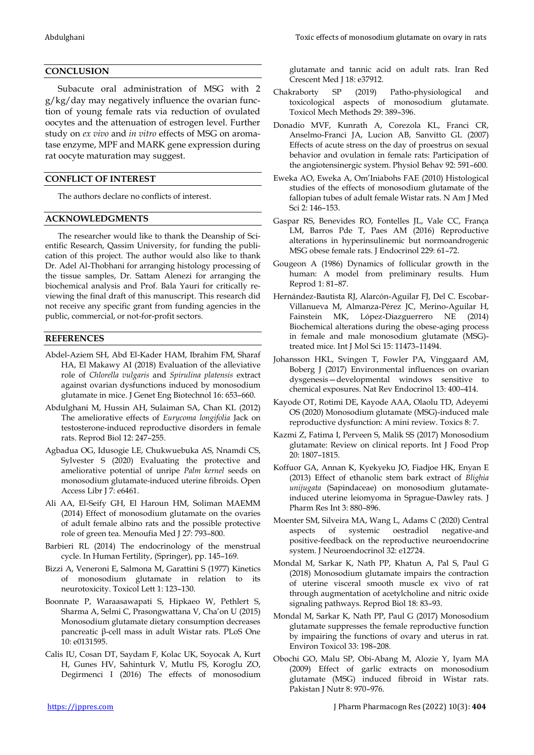## CONCLUSION

Subacute oral administration of MSG with 2 g/kg/day may negatively influence the ovarian function of young female rats via reduction of ovulated oocytes and the attenuation of estrogen level. Further study on *ex vivo* and *in vitro* effects of MSG on aromatase enzyme, MPF and MARK gene expression during rat oocyte maturation may suggest.

## CONFLICT OF INTEREST

The authors declare no conflicts of interest.

## ACKNOWLEDGMENTS

The researcher would like to thank the Deanship of Scientific Research, Qassim University, for funding the publication of this project. The author would also like to thank Dr. Adel Al-Thobhani for arranging histology processing of the tissue samples, Dr. Sattam Alenezi for arranging the biochemical analysis and Prof. Bala Yauri for critically reviewing the final draft of this manuscript. This research did not receive any specific grant from funding agencies in the public, commercial, or not-for-profit sectors.

## REFERENCES

Abdel-Aziem SH, Abd El-Kader HAM, Ibrahim FM, Sharaf HA, El Makawy AI (2018) Evaluation of the alleviative role of *Chlorella vulgaris* and *Spirulina platensis* extract against ovarian dysfunctions induced by monosodium glutamate in mice. J Genet Eng Biotechnol 16: 653–660.

Abdulghani M, Hussin AH, Sulaiman SA, Chan KL (2012) The ameliorative effects of *Eurycoma longifolia* Jack on testosterone-induced reproductive disorders in female rats. Reprod Biol 12: 247–255.

Agbadua OG, Idusogie LE, Chukwuebuka AS, Nnamdi CS, Sylvester S (2020) Evaluating the protective and ameliorative potential of unripe *Palm kernel* seeds on monosodium glutamate-induced uterine fibroids. Open Access Libr J 7: e6461.

Ali AA, El-Seify GH, El Haroun HM, Soliman MAEMM (2014) Effect of monosodium glutamate on the ovaries of adult female albino rats and the possible protective role of green tea. Menoufia Med J 27: 793–800.

Barbieri RL (2014) The endocrinology of the menstrual cycle. In Human Fertility, (Springer), pp. 145–169.

Bizzi A, Veneroni E, Salmona M, Garattini S (1977) Kinetics of monosodium glutamate in relation to its neurotoxicity. Toxicol Lett 1: 123–130.

Boonnate P, Waraasawapati S, Hipkaeo W, Pethlert S, Sharma A, Selmi C, Prasongwattana V, Cha'on U (2015) Monosodium glutamate dietary consumption decreases pancreatic β-cell mass in adult Wistar rats. PLoS One 10: e0131595.

Calis IU, Cosan DT, Saydam F, Kolac UK, Soyocak A, Kurt H, Gunes HV, Sahinturk V, Mutlu FS, Koroglu ZO, Degirmenci I (2016) The effects of monosodium glutamate and tannic acid on adult rats. Iran Red Crescent Med J 18: e37912.

Chakraborty SP (2019) Patho-physiological and toxicological aspects of monosodium glutamate. Toxicol Mech Methods 29: 389–396.

Donadio MVF, Kunrath A, Corezola KL, Franci CR, Anselmo-Franci JA, Lucion AB, Sanvitto GL (2007) Effects of acute stress on the day of proestrus on sexual behavior and ovulation in female rats: Participation of the angiotensinergic system. Physiol Behav 92: 591–600.

Eweka AO, Eweka A, Om'Iniabohs FAE (2010) Histological studies of the effects of monosodium glutamate of the fallopian tubes of adult female Wistar rats. N Am J Med Sci 2: 146–153.

Gaspar RS, Benevides RO, Fontelles JL, Vale CC, França LM, Barros Pde T, Paes AM (2016) Reproductive alterations in hyperinsulinemic but normoandrogenic MSG obese female rats. J Endocrinol 229: 61–72.

Gougeon A (1986) Dynamics of follicular growth in the human: A model from preliminary results. Hum Reprod 1: 81–87.

Hernández-Bautista RJ, Alarcón-Aguilar FJ, Del C. Escobar-Villanueva M, Almanza-Pérez JC, Merino-Aguilar H, Fainstein MK, López-Diazguerrero NE (2014) Biochemical alterations during the obese-aging process in female and male monosodium glutamate (MSG)-treated mice. Int J Mol Sci 15: 11473–11494.

Johansson HKL, Svingen T, Fowler PA, Vinggaard AM, Boberg J (2017) Environmental influences on ovarian dysgenesis—developmental windows sensitive to chemical exposures. Nat Rev Endocrinol 13: 400–414.

Kayode OT, Rotimi DE, Kayode AAA, Olaolu TD, Adeyemi OS (2020) Monosodium glutamate (MSG)-induced male reproductive dysfunction: A mini review. Toxics 8: 7.

Kazmi Z, Fatima I, Perveen S, Malik SS (2017) Monosodium glutamate: Review on clinical reports. Int J Food Prop 20: 1807–1815.

Koffuor GA, Annan K, Kyekyeku JO, Fiadjoe HK, Enyan E (2013) Effect of ethanolic stem bark extract of *Blighia unijugata* (Sapindaceae) on monosodium glutamate-induced uterine leiomyoma in Sprague-Dawley rats. J Pharm Res Int 3: 880–896.

Moenter SM, Silveira MA, Wang L, Adams C (2020) Central aspects of systemic oestradiol negative-and positive-feedback on the reproductive neuroendocrine system. J Neuroendocrinol 32: e12724.

Mondal M, Sarkar K, Nath PP, Khatun A, Pal S, Paul G (2018) Monosodium glutamate impairs the contraction of uterine visceral smooth muscle ex vivo of rat through augmentation of acetylcholine and nitric oxide signaling pathways. Reprod Biol 18: 83–93.

Mondal M, Sarkar K, Nath PP, Paul G (2017) Monosodium glutamate suppresses the female reproductive function by impairing the functions of ovary and uterus in rat. Environ Toxicol 33: 198–208.

Obochi GO, Malu SP, Obi-Abang M, Alozie Y, Iyam MA (2009) Effect of garlic extracts on monosodium glutamate (MSG) induced fibroid in Wistar rats. Pakistan J Nutr 8: 970–976.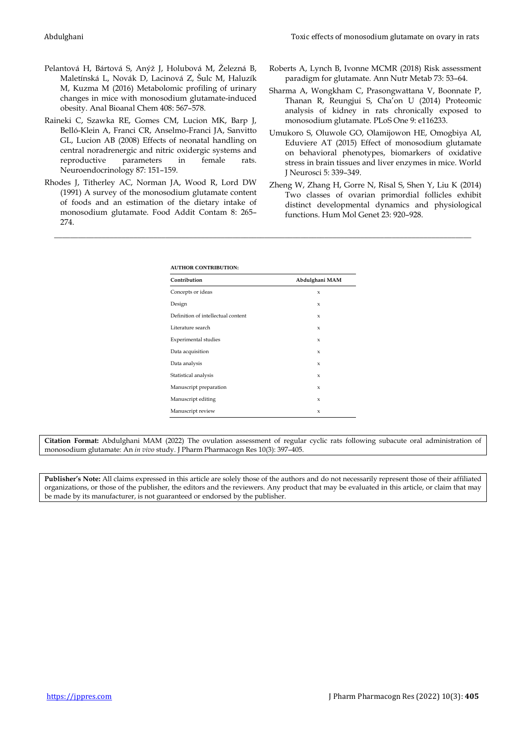Pelantová H, Bártová S, Anýž J, Holubová M, Železná B, Maletínská L, Novák D, Lacinová Z, Šulc M, Haluzík M, Kuzma M (2016) Metabolomic profiling of urinary changes in mice with monosodium glutamate-induced obesity. Anal Bioanal Chem 408: 567–578.

Raineki C, Szawka RE, Gomes CM, Lucion MK, Barp J, Belló-Klein A, Franci CR, Anselmo-Franci JA, Sanvitto GL, Lucion AB (2008) Effects of neonatal handling on central noradrenergic and nitric oxidergic systems and reproductive parameters in female rats. Neuroendocrinology 87: 151–159.

Rhodes J, Titherley AC, Norman JA, Wood R, Lord DW (1991) A survey of the monosodium glutamate content of foods and an estimation of the dietary intake of monosodium glutamate. Food Addit Contam 8: 265–274.

Roberts A, Lynch B, Ivonne MCMR (2018) Risk assessment paradigm for glutamate. Ann Nutr Metab 73: 53–64.

Sharma A, Wongkham C, Prasongwattana V, Boonnate P, Thanan R, Reungjui S, Cha'on U (2014) Proteomic analysis of kidney in rats chronically exposed to monosodium glutamate. PLoS One 9: e116233.

Umukoro S, Oluwole GO, Olamijowon HE, Omogbiya AI, Eduviere AT (2015) Effect of monosodium glutamate on behavioral phenotypes, biomarkers of oxidative stress in brain tissues and liver enzymes in mice. World J Neurosci 5: 339–349.

Zheng W, Zhang H, Gorre N, Risal S, Shen Y, Liu K (2014) Two classes of ovarian primordial follicles exhibit distinct developmental dynamics and physiological functions. Hum Mol Genet 23: 920–928.

**AUTHOR CONTRIBUTION:**

| Contribution | Abdulghani MAM |
|---|---|
| Concepts or ideas | x |
| Design | x |
| Definition of intellectual content | x |
| Literature search | x |
| Experimental studies | x |
| Data acquisition | x |
| Data analysis | x |
| Statistical analysis | x |
| Manuscript preparation | x |
| Manuscript editing | x |
| Manuscript review | x |

**Citation Format:** Abdulghani MAM (2022) The ovulation assessment of regular cyclic rats following subacute oral administration of monosodium glutamate: An *in vivo* study. J Pharm Pharmacogn Res 10(3): 397–405.

**Publisher's Note:** All claims expressed in this article are solely those of the authors and do not necessarily represent those of their affiliated organizations, or those of the publisher, the editors and the reviewers. Any product that may be evaluated in this article, or claim that may be made by its manufacturer, is not guaranteed or endorsed by the publisher.